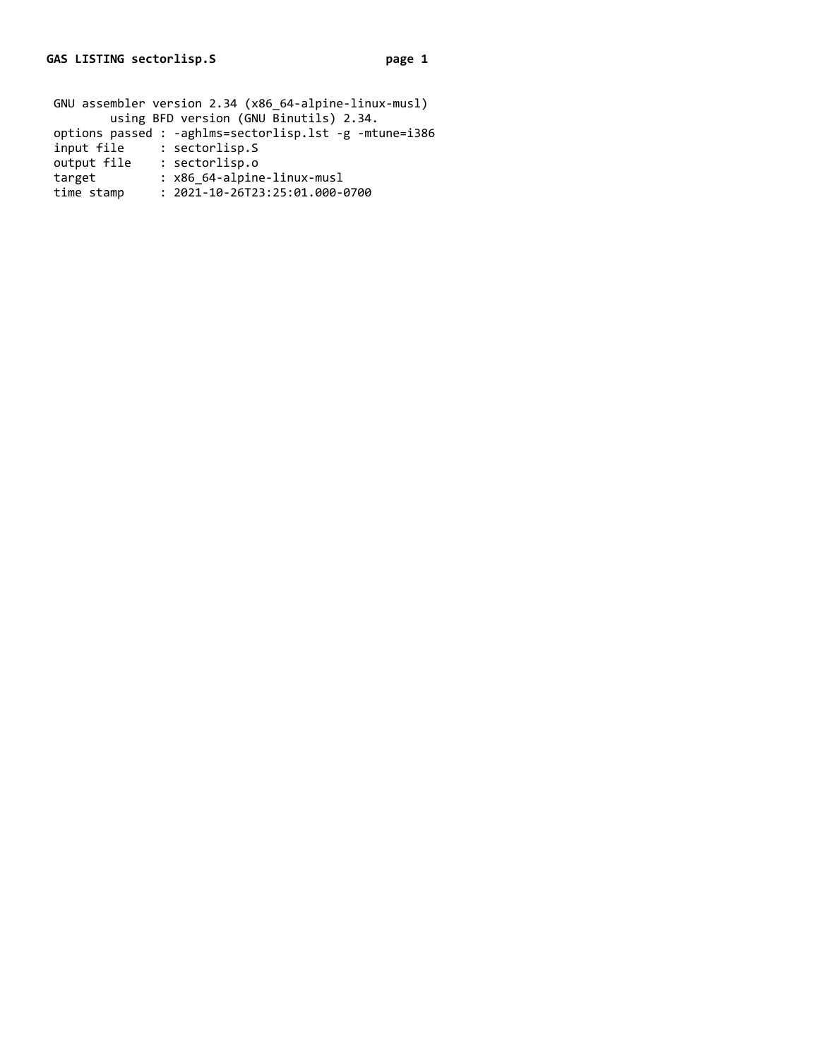```
GNU assembler version 2.34 (x86_64-alpine-linux-musl)
        using BFD version (GNU Binutils) 2.34.
options passed : -aghlms=sectorlisp.lst -g -mtune=i386
input file     : sectorlisp.S
output file    : sectorlisp.o
target         : x86_64-alpine-linux-musl
time stamp     : 2021-10-26T23:25:01.000-0700
```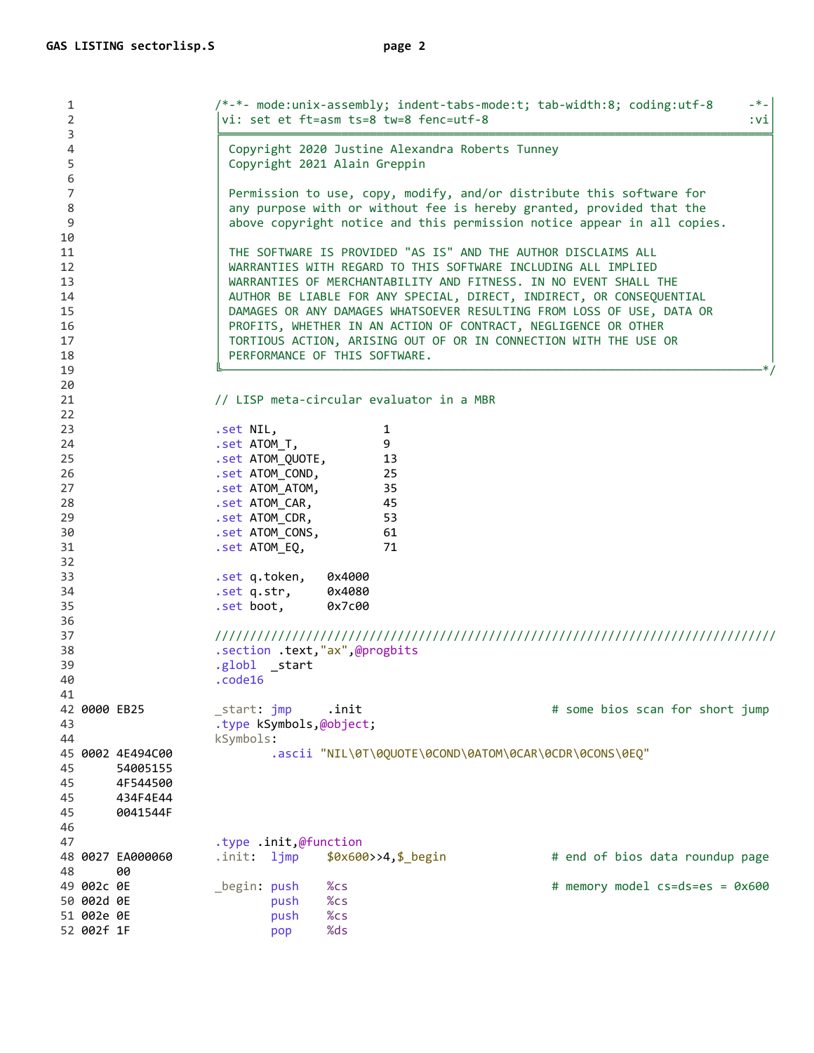```
   1                       /*-*- mode:unix-assembly; indent-tabs-mode:t; tab-width:8; coding:utf-8     -*-
   2                       │vi: set et ft=asm ts=8 tw=8 fenc=utf-8                                      :vi│
   3                       ╞══════════════════════════════════════════════════════════════════════════════╡
   4                       │ Copyright 2020 Justine Alexandra Roberts Tunney                              │
   5                       │ Copyright 2021 Alain Greppin                                                 │
   6                       │                                                                              │
   7                       │ Permission to use, copy, modify, and/or distribute this software for         │
   8                       │ any purpose with or without fee is hereby granted, provided that the         │
   9                       │ above copyright notice and this permission notice appear in all copies.      │
  10                       │                                                                              │
  11                       │ THE SOFTWARE IS PROVIDED "AS IS" AND THE AUTHOR DISCLAIMS ALL                │
  12                       │ WARRANTIES WITH REGARD TO THIS SOFTWARE INCLUDING ALL IMPLIED                │
  13                       │ WARRANTIES OF MERCHANTABILITY AND FITNESS. IN NO EVENT SHALL THE             │
  14                       │ AUTHOR BE LIABLE FOR ANY SPECIAL, DIRECT, INDIRECT, OR CONSEQUENTIAL         │
  15                       │ DAMAGES OR ANY DAMAGES WHATSOEVER RESULTING FROM LOSS OF USE, DATA OR        │
  16                       │ PROFITS, WHETHER IN AN ACTION OF CONTRACT, NEGLIGENCE OR OTHER               │
  17                       │ TORTIOUS ACTION, ARISING OUT OF OR IN CONNECTION WITH THE USE OR             │
  18                       │ PERFORMANCE OF THIS SOFTWARE.                                                │
  19                       ╚──────────────────────────────────────────────────────────────────────────────*/
  20
  21                       // LISP meta-circular evaluator in a MBR
  22
  23                       .set NIL,               1
  24                       .set ATOM_T,            9
  25                       .set ATOM_QUOTE,        13
  26                       .set ATOM_COND,         25
  27                       .set ATOM_ATOM,         35
  28                       .set ATOM_CAR,          45
  29                       .set ATOM_CDR,          53
  30                       .set ATOM_CONS,         61
  31                       .set ATOM_EQ,           71
  32
  33                       .set q.token,   0x4000
  34                       .set q.str,     0x4080
  35                       .set boot,      0x7c00
  36
  37                       ////////////////////////////////////////////////////////////////////////////////
  38                       .section .text,"ax",@progbits
  39                       .globl  _start
  40                       .code16
  41
  42 0000 EB25             _start: jmp     .init                           # some bios scan for short jump
  43                       .type kSymbols,@object;
  44                       kSymbols:
  45 0002 4E494C00                 .ascii "NIL\0T\0QUOTE\0COND\0ATOM\0CAR\0CDR\0CONS\0EQ"
  45      54005155
  45      4F544500
  45      434F4E44
  45      0041544F
  46
  47                       .type .init,@function
  48 0027 EA000060         .init:  ljmp    $0x600>>4,$_begin               # end of bios data roundup page
  48      00
  49 002c 0E               _begin: push    %cs                             # memory model cs=ds=es = 0x600
  50 002d 0E                       push    %cs
  51 002e 0E                       push    %cs
  52 002f 1F                       pop     %ds
```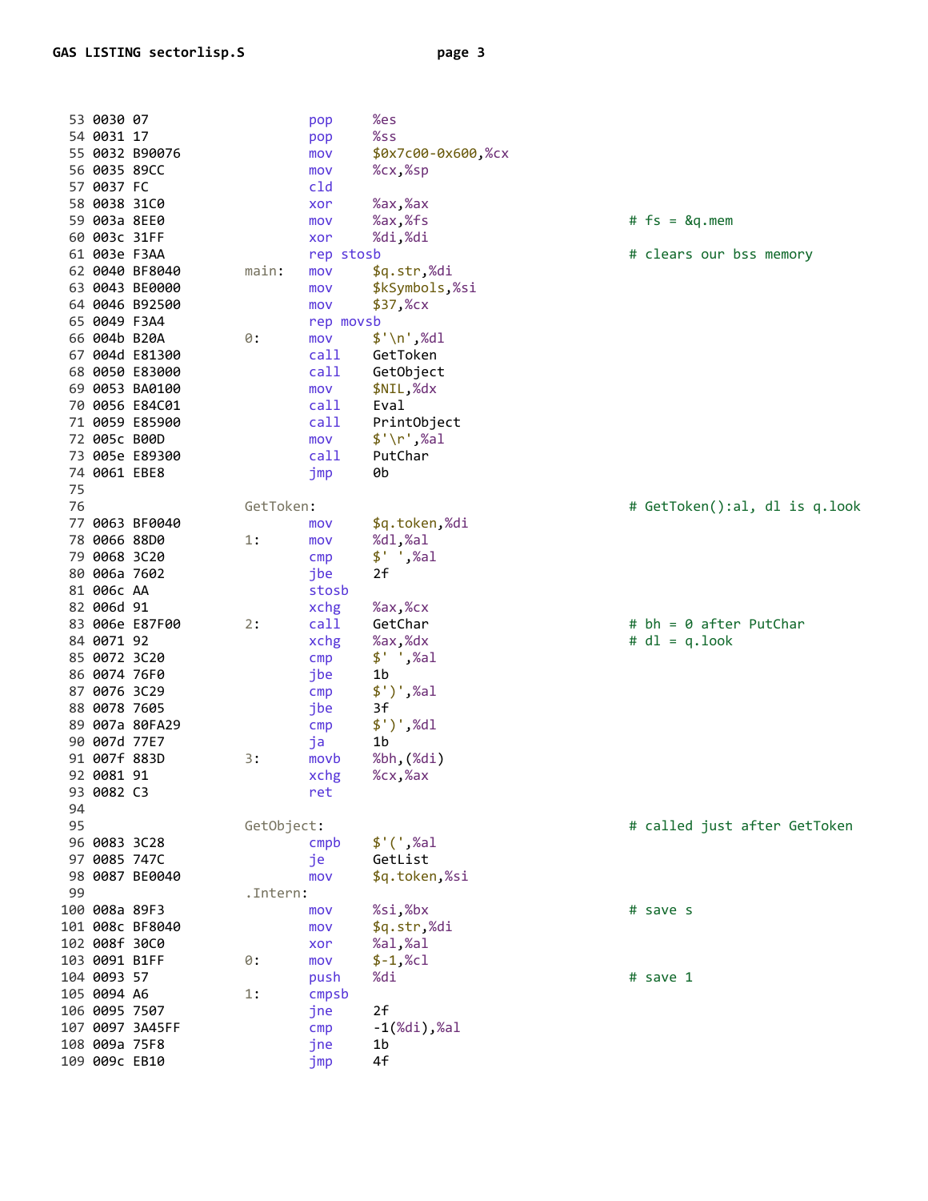```
  53 0030 07                   pop     %es
  54 0031 17                   pop     %ss
  55 0032 B90076               mov     $0x7c00-0x600,%cx
  56 0035 89CC                 mov     %cx,%sp
  57 0037 FC                   cld
  58 0038 31C0                 xor     %ax,%ax
  59 003a 8EE0                 mov     %ax,%fs                 # fs = &q.mem
  60 003c 31FF                 xor     %di,%di
  61 003e F3AA                 rep stosb                       # clears our bss memory
  62 0040 BF8040       main:   mov     $q.str,%di
  63 0043 BE0000               mov     $kSymbols,%si
  64 0046 B92500               mov     $37,%cx
  65 0049 F3A4                 rep movsb
  66 004b B20A         0:      mov     $'\n',%dl
  67 004d E81300               call    GetToken
  68 0050 E83000               call    GetObject
  69 0053 BA0100               mov     $NIL,%dx
  70 0056 E84C01               call    Eval
  71 0059 E85900               call    PrintObject
  72 005c B00D                 mov     $'\r',%al
  73 005e E89300               call    PutChar
  74 0061 EBE8                 jmp     0b
  75
  76                   GetToken:                               # GetToken():al, dl is q.look
  77 0063 BF0040               mov     $q.token,%di
  78 0066 88D0         1:      mov     %dl,%al
  79 0068 3C20                 cmp     $' ',%al
  80 006a 7602                 jbe     2f
  81 006c AA                   stosb
  82 006d 91                   xchg    %ax,%cx
  83 006e E87F00       2:      call    GetChar                 # bh = 0 after PutChar
  84 0071 92                   xchg    %ax,%dx                 # dl = q.look
  85 0072 3C20                 cmp     $' ',%al
  86 0074 76F0                 jbe     1b
  87 0076 3C29                 cmp     $')',%al
  88 0078 7605                 jbe     3f
  89 007a 80FA29               cmp     $')',%dl
  90 007d 77E7                 ja      1b
  91 007f 883D         3:      movb    %bh,(%di)
  92 0081 91                   xchg    %cx,%ax
  93 0082 C3                   ret
  94
  95                   GetObject:                              # called just after GetToken
  96 0083 3C28                 cmpb    $'(',%al
  97 0085 747C                 je      GetList
  98 0087 BE0040               mov     $q.token,%si
  99                   .Intern:
 100 008a 89F3                 mov     %si,%bx                 # save s
 101 008c BF8040               mov     $q.str,%di
 102 008f 30C0                 xor     %al,%al
 103 0091 B1FF         0:      mov     $-1,%cl
 104 0093 57                   push    %di                     # save 1
 105 0094 A6           1:      cmpsb
 106 0095 7507                 jne     2f
 107 0097 3A45FF               cmp     -1(%di),%al
 108 009a 75F8                 jne     1b
 109 009c EB10                 jmp     4f
```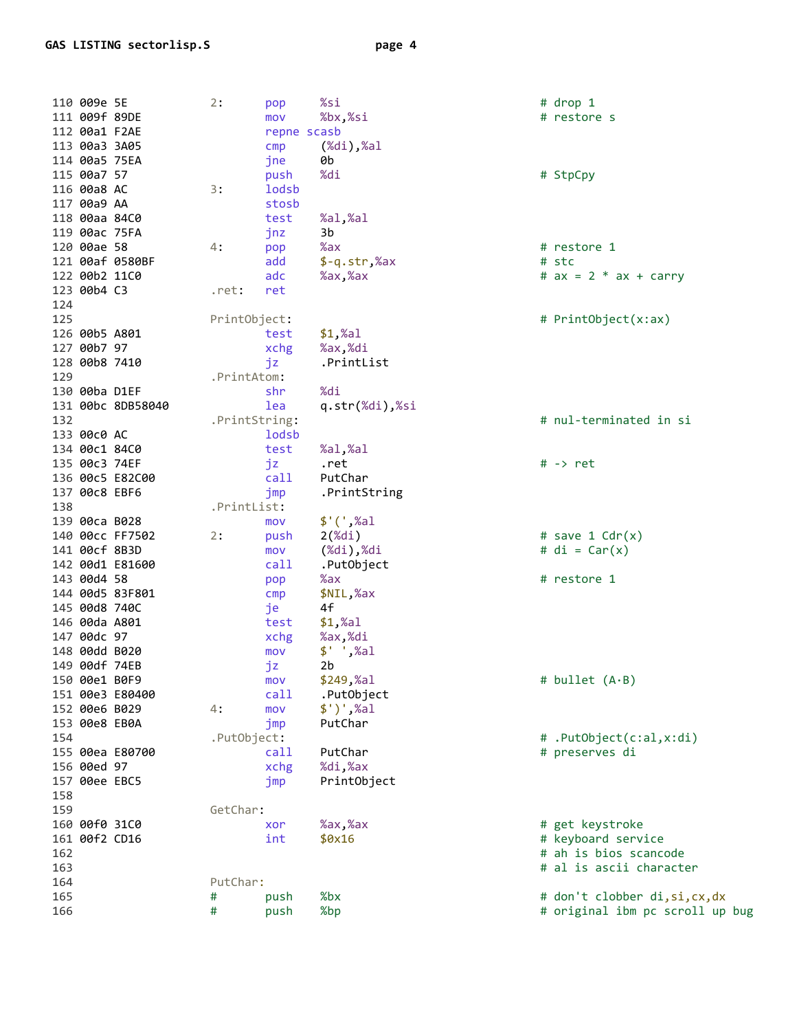```
110 009e 5E           2:      pop     %si                         # drop 1
111 009f 89DE                 mov     %bx,%si                     # restore s
112 00a1 F2AE                 repne scasb
113 00a3 3A05                 cmp     (%di),%al
114 00a5 75EA                 jne     0b
115 00a7 57                   push    %di                         # StpCpy
116 00a8 AC           3:      lodsb
117 00a9 AA                   stosb
118 00aa 84C0                 test    %al,%al
119 00ac 75FA                 jnz     3b
120 00ae 58           4:      pop     %ax                         # restore 1
121 00af 0580BF               add     $-q.str,%ax                 # stc
122 00b2 11C0                 adc     %ax,%ax                     # ax = 2 * ax + carry
123 00b4 C3           .ret:   ret
124
125                   PrintObject:                                # PrintObject(x:ax)
126 00b5 A801                 test    $1,%al
127 00b7 97                   xchg    %ax,%di
128 00b8 7410                 jz      .PrintList
129                   .PrintAtom:
130 00ba D1EF                 shr     %di
131 00bc 8DB58040             lea     q.str(%di),%si
132                   .PrintString:                               # nul-terminated in si
133 00c0 AC                   lodsb
134 00c1 84C0                 test    %al,%al
135 00c3 74EF                 jz      .ret                        # -> ret
136 00c5 E82C00               call    PutChar
137 00c8 EBF6                 jmp     .PrintString
138                   .PrintList:
139 00ca B028                 mov     $'(',%al
140 00cc FF7502       2:      push    2(%di)                      # save 1 Cdr(x)
141 00cf 8B3D                 mov     (%di),%di                   # di = Car(x)
142 00d1 E81600               call    .PutObject
143 00d4 58                   pop     %ax                         # restore 1
144 00d5 83F801               cmp     $NIL,%ax
145 00d8 740C                 je      4f
146 00da A801                 test    $1,%al
147 00dc 97                   xchg    %ax,%di
148 00dd B020                 mov     $' ',%al
149 00df 74EB                 jz      2b
150 00e1 B0F9                 mov     $249,%al                    # bullet (A·B)
151 00e3 E80400               call    .PutObject
152 00e6 B029         4:      mov     $')',%al
153 00e8 EB0A                 jmp     PutChar
154                   .PutObject:                                 # .PutObject(c:al,x:di)
155 00ea E80700               call    PutChar                     # preserves di
156 00ed 97                   xchg    %di,%ax
157 00ee EBC5                 jmp     PrintObject
158
159                   GetChar:
160 00f0 31C0                 xor     %ax,%ax                     # get keystroke
161 00f2 CD16                 int     $0x16                       # keyboard service
162                                                               # ah is bios scancode
163                                                               # al is ascii character
164                   PutChar:
165                   #       push    %bx                         # don't clobber di,si,cx,dx
166                   #       push    %bp                         # original ibm pc scroll up bug
```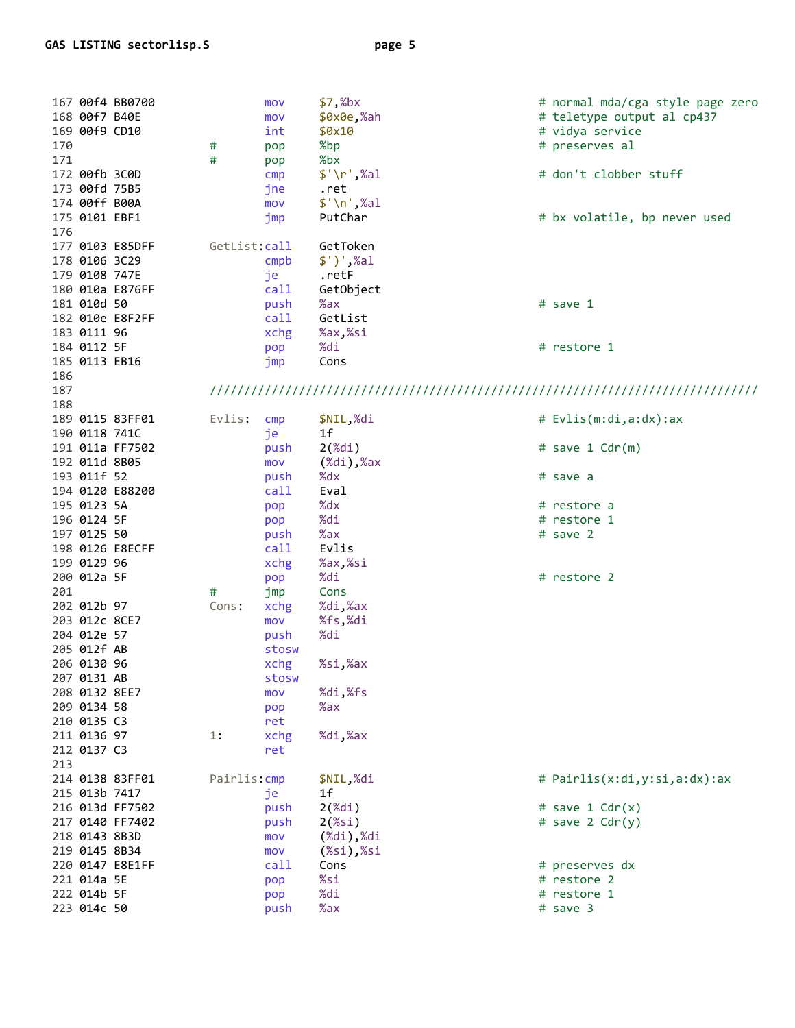```
 167 00f4 BB0700              mov     $7,%bx                          # normal mda/cga style page zero
 168 00f7 B40E                mov     $0x0e,%ah                       # teletype output al cp437
 169 00f9 CD10                int     $0x10                           # vidya service
 170                  #       pop     %bp                             # preserves al
 171                  #       pop     %bx
 172 00fb 3C0D                cmp     $'\r',%al                       # don't clobber stuff
 173 00fd 75B5                jne     .ret
 174 00ff B00A                mov     $'\n',%al
 175 0101 EBF1                jmp     PutChar                         # bx volatile, bp never used
 176
 177 0103 E85DFF      GetList:call    GetToken
 178 0106 3C29                cmpb    $')',%al
 179 0108 747E                je      .retF
 180 010a E876FF              call    GetObject
 181 010d 50                  push    %ax                             # save 1
 182 010e E8F2FF              call    GetList
 183 0111 96                  xchg    %ax,%si
 184 0112 5F                  pop     %di                             # restore 1
 185 0113 EB16                jmp     Cons
 186
 187                  ////////////////////////////////////////////////////////////////////////////////
 188
 189 0115 83FF01      Evlis:  cmp     $NIL,%di                        # Evlis(m:di,a:dx):ax
 190 0118 741C                je      1f
 191 011a FF7502              push    2(%di)                          # save 1 Cdr(m)
 192 011d 8B05                mov     (%di),%ax
 193 011f 52                  push    %dx                             # save a
 194 0120 E88200              call    Eval
 195 0123 5A                  pop     %dx                             # restore a
 196 0124 5F                  pop     %di                             # restore 1
 197 0125 50                  push    %ax                             # save 2
 198 0126 E8ECFF              call    Evlis
 199 0129 96                  xchg    %ax,%si
 200 012a 5F                  pop     %di                             # restore 2
 201                  #       jmp     Cons
 202 012b 97          Cons:   xchg    %di,%ax
 203 012c 8CE7                mov     %fs,%di
 204 012e 57                  push    %di
 205 012f AB                  stosw
 206 0130 96                  xchg    %si,%ax
 207 0131 AB                  stosw
 208 0132 8EE7                mov     %di,%fs
 209 0134 58                  pop     %ax
 210 0135 C3                  ret
 211 0136 97          1:      xchg    %di,%ax
 212 0137 C3                  ret
 213
 214 0138 83FF01      Pairlis:cmp     $NIL,%di                        # Pairlis(x:di,y:si,a:dx):ax
 215 013b 7417                je      1f
 216 013d FF7502              push    2(%di)                          # save 1 Cdr(x)
 217 0140 FF7402              push    2(%si)                          # save 2 Cdr(y)
 218 0143 8B3D                mov     (%di),%di
 219 0145 8B34                mov     (%si),%si
 220 0147 E8E1FF              call    Cons                            # preserves dx
 221 014a 5E                  pop     %si                             # restore 2
 222 014b 5F                  pop     %di                             # restore 1
 223 014c 50                  push    %ax                             # save 3
```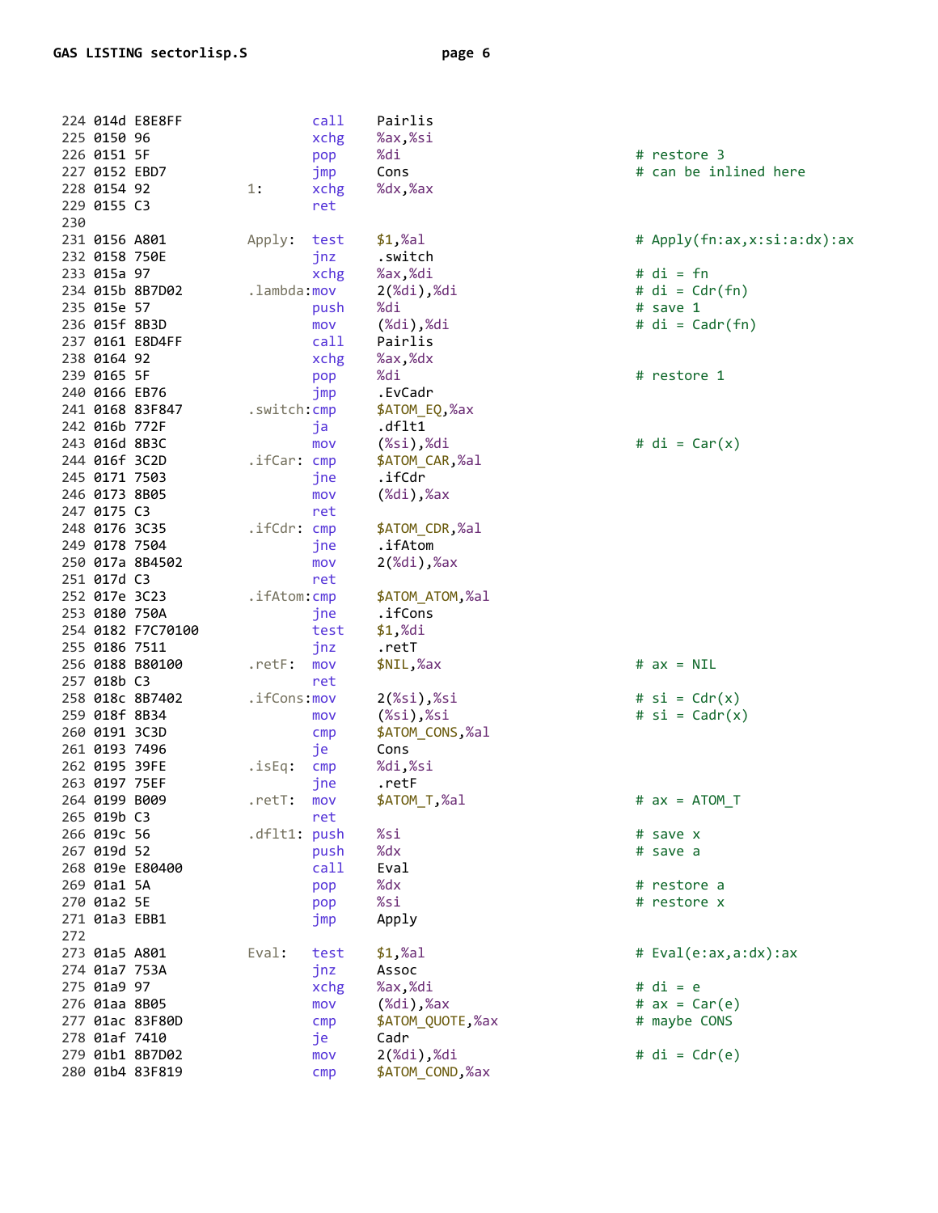```
224 014d E8E8FF                call    Pairlis
225 0150 96                    xchg    %ax,%si
226 0151 5F                    pop     %di                         # restore 3
227 0152 EBD7                  jmp     Cons                        # can be inlined here
228 0154 92            1:      xchg    %dx,%ax
229 0155 C3                    ret
230
231 0156 A801          Apply:  test    $1,%al                      # Apply(fn:ax,x:si:a:dx):ax
232 0158 750E                  jnz     .switch
233 015a 97                    xchg    %ax,%di                     # di = fn
234 015b 8B7D02        .lambda:mov     2(%di),%di                  # di = Cdr(fn)
235 015e 57                    push    %di                         # save 1
236 015f 8B3D                  mov     (%di),%di                   # di = Cadr(fn)
237 0161 E8D4FF                call    Pairlis
238 0164 92                    xchg    %ax,%dx
239 0165 5F                    pop     %di                         # restore 1
240 0166 EB76                  jmp     .EvCadr
241 0168 83F847        .switch:cmp     $ATOM_EQ,%ax
242 016b 772F                  ja      .dflt1
243 016d 8B3C                  mov     (%si),%di                   # di = Car(x)
244 016f 3C2D          .ifCar: cmp     $ATOM_CAR,%al
245 0171 7503                  jne     .ifCdr
246 0173 8B05                  mov     (%di),%ax
247 0175 C3                    ret
248 0176 3C35          .ifCdr: cmp     $ATOM_CDR,%al
249 0178 7504                  jne     .ifAtom
250 017a 8B4502                mov     2(%di),%ax
251 017d C3                    ret
252 017e 3C23          .ifAtom:cmp     $ATOM_ATOM,%al
253 0180 750A                  jne     .ifCons
254 0182 F7C70100              test    $1,%di
255 0186 7511                  jnz     .retT
256 0188 B80100        .retF:  mov     $NIL,%ax                    # ax = NIL
257 018b C3                    ret
258 018c 8B7402        .ifCons:mov     2(%si),%si                  # si = Cdr(x)
259 018f 8B34                  mov     (%si),%si                   # si = Cadr(x)
260 0191 3C3D                  cmp     $ATOM_CONS,%al
261 0193 7496                  je      Cons
262 0195 39FE          .isEq:  cmp     %di,%si
263 0197 75EF                  jne     .retF
264 0199 B009          .retT:  mov     $ATOM_T,%al                 # ax = ATOM_T
265 019b C3                    ret
266 019c 56            .dflt1: push    %si                         # save x
267 019d 52                    push    %dx                         # save a
268 019e E80400                call    Eval
269 01a1 5A                    pop     %dx                         # restore a
270 01a2 5E                    pop     %si                         # restore x
271 01a3 EBB1                  jmp     Apply
272
273 01a5 A801          Eval:   test    $1,%al                      # Eval(e:ax,a:dx):ax
274 01a7 753A                  jnz     Assoc
275 01a9 97                    xchg    %ax,%di                     # di = e
276 01aa 8B05                  mov     (%di),%ax                   # ax = Car(e)
277 01ac 83F80D                cmp     $ATOM_QUOTE,%ax             # maybe CONS
278 01af 7410                  je      Cadr
279 01b1 8B7D02                mov     2(%di),%di                  # di = Cdr(e)
280 01b4 83F819                cmp     $ATOM_COND,%ax
```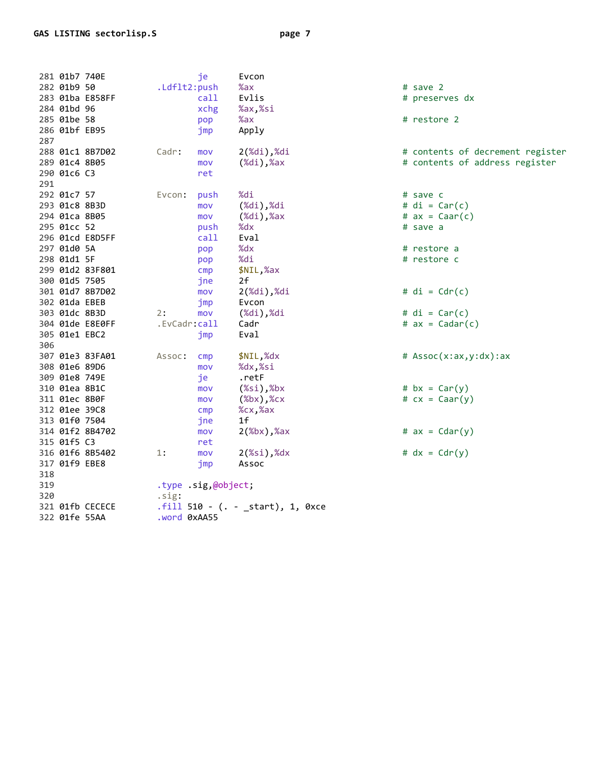```
 281 01b7 740E                  je      Evcon
 282 01b9 50            .Ldflt2:push    %ax                     # save 2
 283 01ba E858FF                 call    Evlis                   # preserves dx
 284 01bd 96                     xchg    %ax,%si
 285 01be 58                     pop     %ax                     # restore 2
 286 01bf EB95                   jmp     Apply
 287
 288 01c1 8B7D02        Cadr:   mov     2(%di),%di              # contents of decrement register
 289 01c4 8B05                   mov     (%di),%ax               # contents of address register
 290 01c6 C3                     ret
 291
 292 01c7 57            Evcon:  push    %di                     # save c
 293 01c8 8B3D                   mov     (%di),%di               # di = Car(c)
 294 01ca 8B05                   mov     (%di),%ax               # ax = Caar(c)
 295 01cc 52                     push    %dx                     # save a
 296 01cd E8D5FF                 call    Eval
 297 01d0 5A                     pop     %dx                     # restore a
 298 01d1 5F                     pop     %di                     # restore c
 299 01d2 83F801                 cmp     $NIL,%ax
 300 01d5 7505                   jne     2f
 301 01d7 8B7D02                 mov     2(%di),%di              # di = Cdr(c)
 302 01da EBEB                   jmp     Evcon
 303 01dc 8B3D          2:      mov     (%di),%di               # di = Car(c)
 304 01de E8E0FF        .EvCadr:call    Cadr                    # ax = Cadar(c)
 305 01e1 EBC2                   jmp     Eval
 306
 307 01e3 83FA01        Assoc:  cmp     $NIL,%dx                # Assoc(x:ax,y:dx):ax
 308 01e6 89D6                   mov     %dx,%si
 309 01e8 749E                   je      .retF
 310 01ea 8B1C                   mov     (%si),%bx               # bx = Car(y)
 311 01ec 8B0F                   mov     (%bx),%cx               # cx = Caar(y)
 312 01ee 39C8                   cmp     %cx,%ax
 313 01f0 7504                   jne     1f
 314 01f2 8B4702                 mov     2(%bx),%ax              # ax = Cdar(y)
 315 01f5 C3                     ret
 316 01f6 8B5402        1:      mov     2(%si),%dx              # dx = Cdr(y)
 317 01f9 EBE8                   jmp     Assoc
 318
 319                    .type .sig,@object;
 320                    .sig:
 321 01fb CECECE        .fill 510 - (. - _start), 1, 0xce
 322 01fe 55AA          .word 0xAA55
```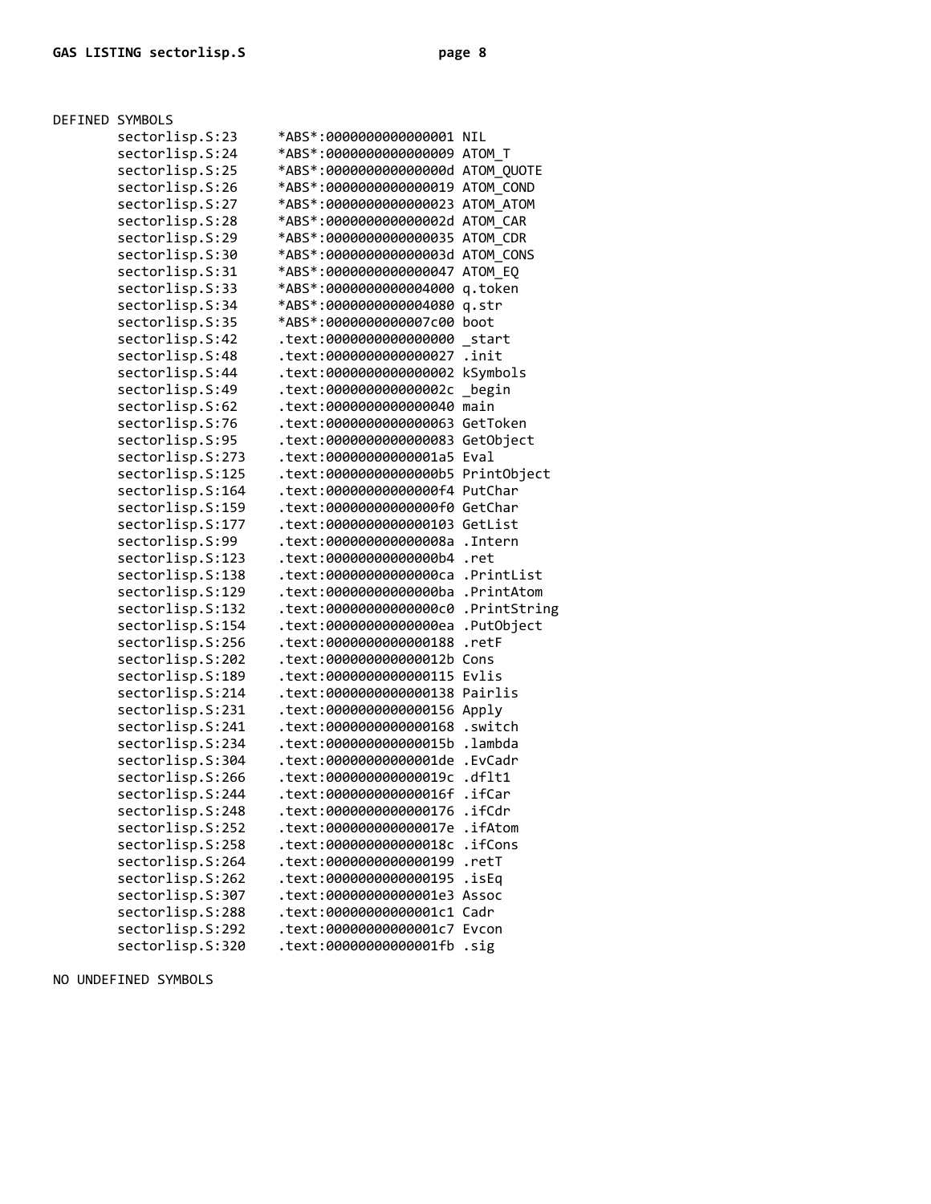```
DEFINED SYMBOLS
        sectorlisp.S:23     *ABS*:0000000000000001 NIL
        sectorlisp.S:24     *ABS*:0000000000000009 ATOM_T
        sectorlisp.S:25     *ABS*:000000000000000d ATOM_QUOTE
        sectorlisp.S:26     *ABS*:0000000000000019 ATOM_COND
        sectorlisp.S:27     *ABS*:0000000000000023 ATOM_ATOM
        sectorlisp.S:28     *ABS*:000000000000002d ATOM_CAR
        sectorlisp.S:29     *ABS*:0000000000000035 ATOM_CDR
        sectorlisp.S:30     *ABS*:000000000000003d ATOM_CONS
        sectorlisp.S:31     *ABS*:0000000000000047 ATOM_EQ
        sectorlisp.S:33     *ABS*:0000000000004000 q.token
        sectorlisp.S:34     *ABS*:0000000000004080 q.str
        sectorlisp.S:35     *ABS*:0000000000007c00 boot
        sectorlisp.S:42     .text:0000000000000000 _start
        sectorlisp.S:48     .text:0000000000000027 .init
        sectorlisp.S:44     .text:0000000000000002 kSymbols
        sectorlisp.S:49     .text:000000000000002c _begin
        sectorlisp.S:62     .text:0000000000000040 main
        sectorlisp.S:76     .text:0000000000000063 GetToken
        sectorlisp.S:95     .text:0000000000000083 GetObject
        sectorlisp.S:273    .text:00000000000001a5 Eval
        sectorlisp.S:125    .text:00000000000000b5 PrintObject
        sectorlisp.S:164    .text:00000000000000f4 PutChar
        sectorlisp.S:159    .text:00000000000000f0 GetChar
        sectorlisp.S:177    .text:0000000000000103 GetList
        sectorlisp.S:99     .text:000000000000008a .Intern
        sectorlisp.S:123    .text:00000000000000b4 .ret
        sectorlisp.S:138    .text:00000000000000ca .PrintList
        sectorlisp.S:129    .text:00000000000000ba .PrintAtom
        sectorlisp.S:132    .text:00000000000000c0 .PrintString
        sectorlisp.S:154    .text:00000000000000ea .PutObject
        sectorlisp.S:256    .text:0000000000000188 .retF
        sectorlisp.S:202    .text:000000000000012b Cons
        sectorlisp.S:189    .text:0000000000000115 Evlis
        sectorlisp.S:214    .text:0000000000000138 Pairlis
        sectorlisp.S:231    .text:0000000000000156 Apply
        sectorlisp.S:241    .text:0000000000000168 .switch
        sectorlisp.S:234    .text:000000000000015b .lambda
        sectorlisp.S:304    .text:00000000000001de .EvCadr
        sectorlisp.S:266    .text:000000000000019c .dflt1
        sectorlisp.S:244    .text:000000000000016f .ifCar
        sectorlisp.S:248    .text:0000000000000176 .ifCdr
        sectorlisp.S:252    .text:000000000000017e .ifAtom
        sectorlisp.S:258    .text:000000000000018c .ifCons
        sectorlisp.S:264    .text:0000000000000199 .retT
        sectorlisp.S:262    .text:0000000000000195 .isEq
        sectorlisp.S:307    .text:00000000000001e3 Assoc
        sectorlisp.S:288    .text:00000000000001c1 Cadr
        sectorlisp.S:292    .text:00000000000001c7 Evcon
        sectorlisp.S:320    .text:00000000000001fb .sig

NO UNDEFINED SYMBOLS
```